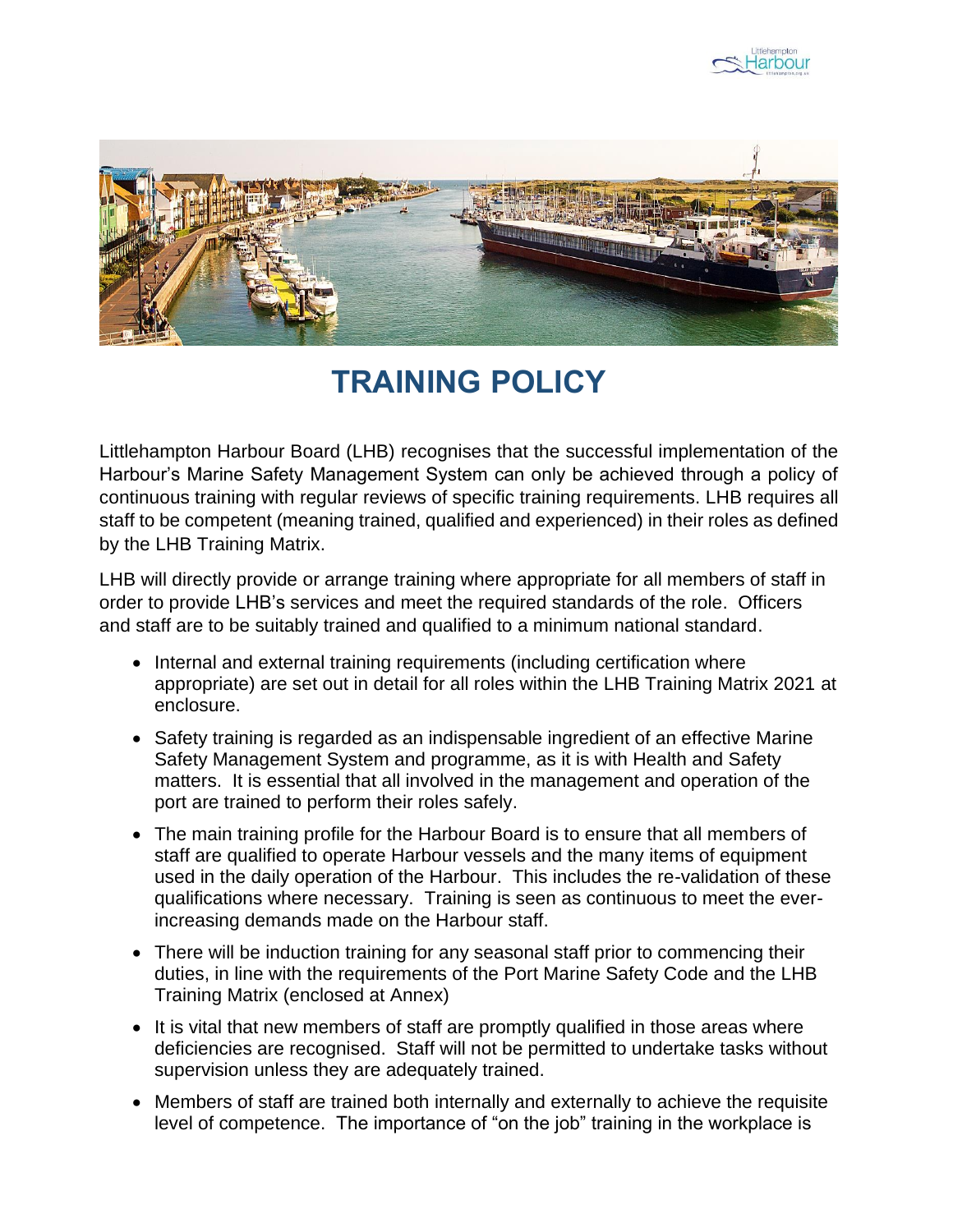# TRAINING POLICY

Littlehampton Harbour Board (LHB) recognises that the successful implementation of the Harbour's Marine Safety Management System can only be achieved through a policy of continuous training with regular reviews of specific training requirements. LHB requires all staff to be competent (meaning trained, qualified and experienced) in their roles as defined by the LHB Training Matrix.

LHB will directly provide or arrange training where appropriate for all members of staff in order to provide LHB's services and meet the required standards of the role. Officers and staff are to be suitably trained and qualified to a minimum national standard.

- Internal and external training requirements (including certification where appropriate) are set out in detail for all roles within the LHB Training Matrix 2021 at enclosure.
- Safety training is regarded as an indispensable ingredient of an effective Marine Safety Management System and programme, as it is with Health and Safety matters. It is essential that all involved in the management and operation of the port are trained to perform their roles safely.
- The main training profile for the Harbour Board is to ensure that all members of staff are qualified to operate Harbour vessels and the many items of equipment used in the daily operation of the Harbour. This includes the re-validation of these qualifications where necessary. Training is seen as continuous to meet the ever-increasing demands made on the Harbour staff.
- There will be induction training for any seasonal staff prior to commencing their duties, in line with the requirements of the Port Marine Safety Code and the LHB Training Matrix (enclosed at Annex)
- It is vital that new members of staff are promptly qualified in those areas where deficiencies are recognised. Staff will not be permitted to undertake tasks without supervision unless they are adequately trained.
- Members of staff are trained both internally and externally to achieve the requisite level of competence. The importance of "on the job" training in the workplace is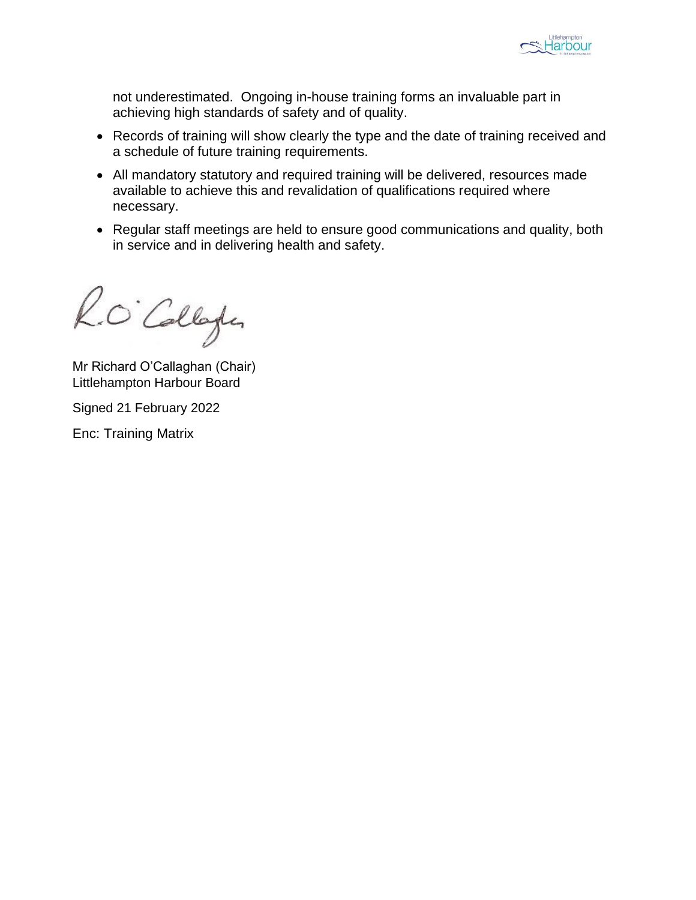not underestimated. Ongoing in-house training forms an invaluable part in achieving high standards of safety and of quality.

- Records of training will show clearly the type and the date of training received and a schedule of future training requirements.
- All mandatory statutory and required training will be delivered, resources made available to achieve this and revalidation of qualifications required where necessary.
- Regular staff meetings are held to ensure good communications and quality, both in service and in delivering health and safety.

Mr Richard O'Callaghan (Chair)
Littlehampton Harbour Board

Signed 21 February 2022

Enc: Training Matrix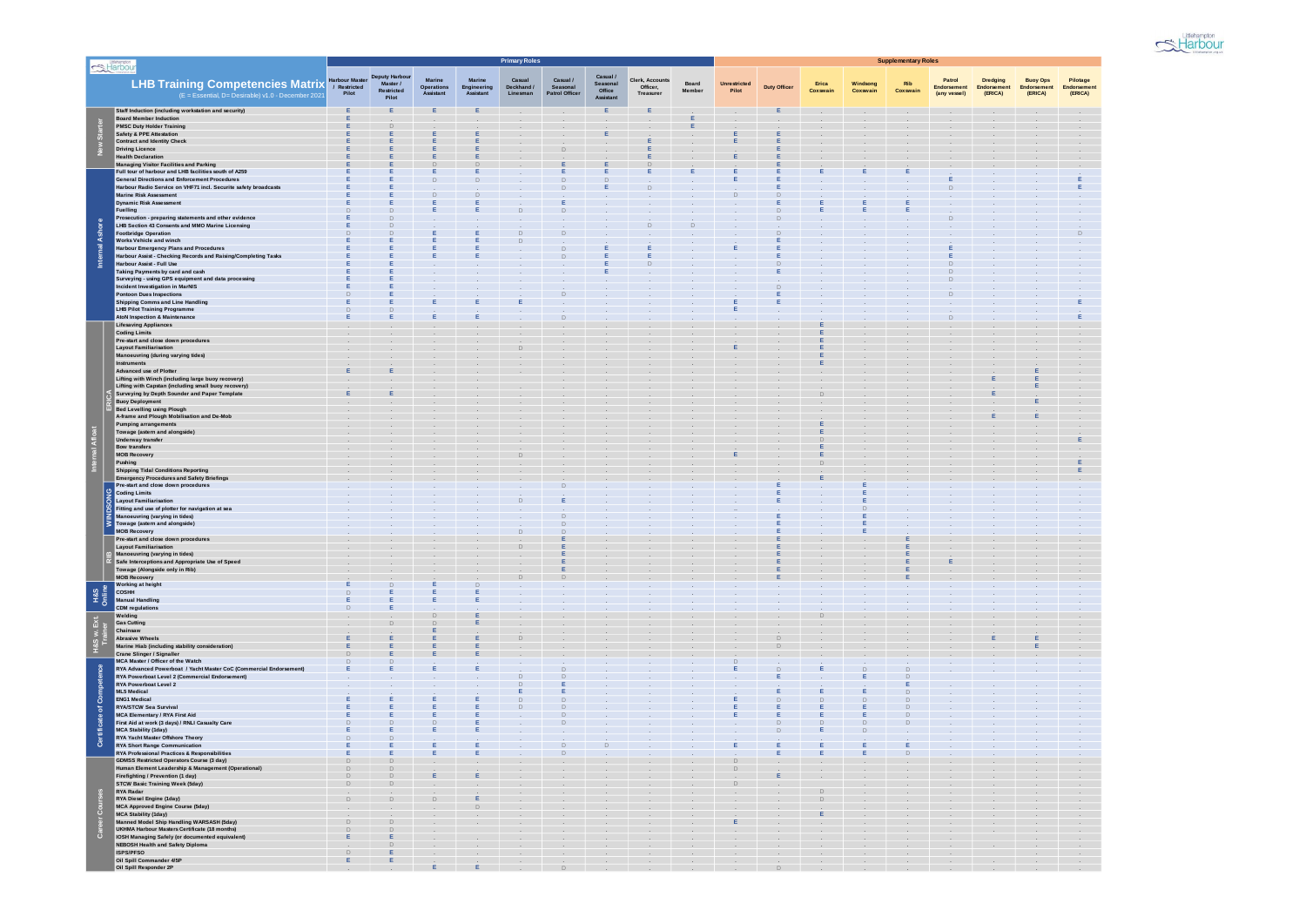# LHB Training Competencies Matrix

(E = Essential, D= Desirable) v1.0 - December 2021

| | | Primary Roles | | | | | | | | | Supplementary Roles | | | | | | | | |
|---|---|---|---|---|---|---|---|---|---|---|---|---|---|---|---|---|---|---|---|
| | | Harbour Master / Restricted Pilot | Deputy Harbour Master / Restricted Pilot | Marine Operations Assistant | Marine Engineering Assistant | Casual Deckhand / Linesman | Casual / Seasonal Patrol Officer | Casual / Seasonal Office Assistant | Clerk, Accounts Officer, Treasurer | Board Member | Unrestricted Pilot | Duty Officer | Erica Coxswain | Windsong Coxswain | Rib Coxswain | Patrol Endorsement (any vessel) | Dredging Endorsement (ERICA) | Buoy Ops Endorsement (ERICA) | Pilotage Endorsement (ERICA) |
| New Starter | Staff Induction (including workstation and security) | E | E | E | E | | | E | E | | | E | | | | | | | |
| New Starter | Board Member Induction | E | | | | | | | | E | | | | | | | | | |
| New Starter | PMSC Duty Holder Training | E | D | | | | | | | E | | | | | | | | | |
| New Starter | Safety & PPE Attestation | E | E | E | E | | | E | | | E | E | | | | | | | |
| New Starter | Contract and Identity Check | E | E | E | E | | | | E | | E | E | | | | | | | |
| New Starter | Driving Licence | E | E | E | E | | D | | E | | | E | | | | | | | |
| New Starter | Health Declaration | E | E | E | E | | | | E | | E | E | | | | | | | |
| Internal Ashore | Managing Visitor Facilities and Parking | E | E | D | D | | E | E | D | | | E | | | | | | | |
| Internal Ashore | Full tour of harbour and LHB facilities south of A259 | E | E | E | E | | E | E | E | E | E | E | E | E | E | | | | |
| Internal Ashore | General Directions and Enforcement Procedures | E | E | D | D | | D | D | | | E | E | | | | E | | | E |
| Internal Ashore | Harbour Radio Service on VHF71 incl. Securite safety broadcasts | E | E | | | | D | E | D | | | E | | | | D | | | E |
| Internal Ashore | Marine Risk Assessment | E | E | D | D | | | | | | D | D | | | | | | | |
| Internal Ashore | Dynamic Risk Assessment | E | E | E | E | | E | | | | | E | E | E | E | | | | |
| Internal Ashore | Fuelling | D | D | E | E | D | D | | | | | D | E | E | E | | | | |
| Internal Ashore | Prosecution - preparing statements and other evidence | E | D | | | | | | | | | D | | | | D | | | |
| Internal Ashore | LHB Section 43 Consents and MMO Marine Licensing | E | D | | | | | | D | D | | | | | | | | | |
| Internal Ashore | Footbridge Operation | D | D | E | E | D | D | | | | | D | | | | | | | D |
| Internal Ashore | Works Vehicle and winch | E | E | E | E | D | | | | | | E | | | | | | | |
| Internal Ashore | Harbour Emergency Plans and Procedures | E | E | E | E | | D | E | E | | E | E | | | | E | | | |
| Internal Ashore | Harbour Assist - Checking Records and Raising/Completing Tasks | E | E | E | E | | D | E | E | | | E | | | | E | | | |
| Internal Ashore | Harbour Assist - Full Use | E | E | | | | | E | D | | | D | | | | D | | | |
| Internal Ashore | Taking Payments by card and cash | E | E | | | | | E | | | | E | | | | D | | | |
| Internal Ashore | Surveying - using GPS equipment and data processing | E | E | | | | | | | | | | | | | D | | | |
| Internal Ashore | Incident Investigation in MarNIS | E | E | | | | | | | | | D | | | | | | | |
| Internal Ashore | Pontoon Dues Inspections | D | E | | | | D | | | | | E | | | | D | | | |
| Internal Ashore | Shipping Comms and Line Handling | E | E | E | E | E | | | | | E | E | | | | | | | E |
| Internal Ashore | LHB Pilot Training Programme | D | D | | | | | | | | E | | | | | | | | |
| Internal Ashore | AtoN Inspection & Maintenance | E | E | E | E | | D | | | | | | | | | D | | | E |
| Internal Afloat - ERICA | Lifesaving Appliances | | | | | | | | | | | | E | | | | | | |
| Internal Afloat - ERICA | Coding Limits | | | | | | | | | | | | E | | | | | | |
| Internal Afloat - ERICA | Pre-start and close down procedures | | | | | | | | | | | | E | | | | | | |
| Internal Afloat - ERICA | Layout Familiarisation | | | | | D | | | | | E | | E | | | | | | |
| Internal Afloat - ERICA | Manoeuvring (during varying tides) | | | | | | | | | | | | E | | | | | | |
| Internal Afloat - ERICA | Instruments | | | | | | | | | | | | E | | | | | | |
| Internal Afloat - ERICA | Advanced use of Plotter | E | E | | | | | | | | | | | | | | | E | |
| Internal Afloat - ERICA | Lifting with Winch (including large buoy recovery) | | | | | | | | | | | | | | | | E | E | |
| Internal Afloat - ERICA | Lifting with Capstan (including small buoy recovery) | | | | | | | | | | | | | | | | | E | |
| Internal Afloat - ERICA | Surveying by Depth Sounder and Paper Template | E | E | | | | | | | | | | D | | | | E | | |
| Internal Afloat - ERICA | Buoy Deployment | | | | | | | | | | | | | | | | | E | |
| Internal Afloat - ERICA | Bed Levelling using Plough | | | | | | | | | | | | | | | | | | |
| Internal Afloat - ERICA | A-frame and Plough Mobilisation and De-Mob | | | | | | | | | | | | | | | | E | E | |
| Internal Afloat - ERICA | Pumping arrangements | | | | | | | | | | | | E | | | | | | |
| Internal Afloat - ERICA | Towage (astern and alongside) | | | | | | | | | | | | E | | | | | | |
| Internal Afloat - ERICA | Underway transfer | | | | | | | | | | | | D | | | | | | E |
| Internal Afloat - ERICA | Bow transfers | | | | | | | | | | | | E | | | | | | |
| Internal Afloat - ERICA | MOB Recovery | | | | | D | | | | | E | | E | | | | | | |
| Internal Afloat - ERICA | Pushing | | | | | | | | | | | | D | | | | | | E |
| Internal Afloat - ERICA | Shipping Tidal Conditions Reporting | | | | | | | | | | | | | | | | | | E |
| Internal Afloat - ERICA | Emergency Procedures and Safety Briefings | | | | | | | | | | | | E | | | | | | |
| Internal Afloat - WINDSONG | Pre-start and close down procedures | | | | | | D | | | | | E | | E | | | | | |
| Internal Afloat - WINDSONG | Coding Limits | | | | | | | | | | | E | | E | | | | | |
| Internal Afloat - WINDSONG | Layout Familiarisation | | | | | D | E | | | | | E | | E | | | | | |
| Internal Afloat - WINDSONG | Fitting and use of plotter for navigation at sea | | | | | | | | | | | | | D | | | | | |
| Internal Afloat - WINDSONG | Manoeuvring (varying in tides) | | | | | | D | | | | | E | | E | | | | | |
| Internal Afloat - WINDSONG | Towage (astern and alongside) | | | | | | D | | | | | E | | E | | | | | |
| Internal Afloat - WINDSONG | MOB Recovery | | | | | D | D | | | | | E | | E | | | | | |
| Internal Afloat - RIB | Pre-start and close down procedures | | | | | | E | | | | | E | | | E | | | | |
| Internal Afloat - RIB | Layout Familiarisation | | | | | D | E | | | | | E | | | E | | | | |
| Internal Afloat - RIB | Manoeuvring (varying in tides) | | | | | | E | | | | | E | | | E | | | | |
| Internal Afloat - RIB | Safe Interceptions and Appropriate Use of Speed | | | | | | E | | | | | E | | | E | E | | | |
| Internal Afloat - RIB | Towage (Alongside only in Rib) | | | | | | E | | | | | E | | | E | | | | |
| Internal Afloat - RIB | MOB Recovery | | | | | D | D | | | | | E | | | E | | | | |
| H&S Online | Working at height | E | D | E | D | | | | | | | | | | | | | | |
| H&S Online | COSHH | D | E | E | E | | | | | | | | | | | | | | |
| H&S Online | Manual Handling | E | E | E | E | | | | | | | | | | | | | | |
| H&S Online | CDM regulations | D | E | | | | | | | | | | | | | | | | |
| H&S w. Ext. Trainer | Welding | | | D | E | | | | | | | | D | | | | | | |
| H&S w. Ext. Trainer | Gas Cutting | | D | D | E | | | | | | | | | | | | | | |
| H&S w. Ext. Trainer | Chainsaw | | | E | | | | | | | | | | | | | | | |
| H&S w. Ext. Trainer | Abrasive Wheels | E | E | E | E | D | | | | | | D | | | | | E | E | |
| H&S w. Ext. Trainer | Marine Hiab (including stability consideration) | E | E | E | E | | | | | | | D | | | | | | E | |
| H&S w. Ext. Trainer | Crane Slinger / Signaller | D | E | E | E | | | | | | | | | | | | | | |
| Certificate of Competence | MCA Master / Officer of the Watch | D | D | | | | | | | | D | | | | | | | | |
| Certificate of Competence | RYA Advanced Powerboat / Yacht Master CoC (Commercial Endorsement) | E | E | E | E | | D | | | | E | D | E | D | D | | | | |
| Certificate of Competence | RYA Powerboat Level 2 (Commercial Endorsement) | | | | | D | D | | | | | E | | E | D | | | | |
| Certificate of Competence | RYA Powerboat Level 2 | | | | | D | E | | | | | | | | E | | | | |
| Certificate of Competence | ML5 Medical | | | | | E | E | | | | | E | E | E | D | | | | |
| Certificate of Competence | ENG1 Medical | E | E | E | E | D | D | | | | E | D | D | D | D | | | | |
| Certificate of Competence | RYA/STCW Sea Survival | E | E | E | E | D | D | | | | E | E | E | E | D | | | | |
| Certificate of Competence | MCA Elementary / RYA First Aid | E | E | E | E | | D | | | | E | E | E | E | D | | | | |
| Certificate of Competence | First Aid at work (3 days) / RNLI Casualty Care | D | D | D | E | | D | | | | | D | D | D | D | | | | |
| Certificate of Competence | MCA Stability (3day) | E | E | E | E | | | | | | | D | E | D | | | | | |
| Certificate of Competence | RYA Yacht Master Offshore Theory | D | D | | | | | | | | | | | | | | | | |
| Certificate of Competence | RYA Short Range Communication | E | E | E | E | | D | D | | | E | E | E | E | E | | | | |
| Certificate of Competence | RYA Professional Practices & Responsibilities | E | E | E | E | | D | | | | | E | E | E | D | | | | |
| Career Courses | GDMSS Restricted Operators Course (3 day) | D | D | | | | | | | | D | | | | | | | | |
| Career Courses | Human Element Leadership & Management (Operational) | D | D | | | | | | | | D | | | | | | | | |
| Career Courses | Firefighting / Prevention (1 day) | D | D | E | E | | | | | | | E | | | | | | | |
| Career Courses | STCW Basic Training Week (5day) | D | D | | | | | | | | D | | | | | | | | |
| Career Courses | RYA Radar | | | | | | | | | | | | D | | | | | | |
| Career Courses | RYA Diesel Engine (1day) | D | D | D | E | | | | | | | | D | | | | | | |
| Career Courses | MCA Approved Engine Course (5day) | | | | D | | | | | | | | | | | | | | |
| Career Courses | MCA Stability (1day) | | | | | | | | | | | | E | | | | | | |
| Career Courses | Manned Model Ship Handling WARSASH (5day) | D | D | | | | | | | | E | | | | | | | | |
| Career Courses | UKHMA Harbour Masters Certificate (18 months) | D | D | | | | | | | | | | | | | | | | |
| Career Courses | IOSH Managing Safely (or documented equivalent) | E | E | | | | | | | | | | | | | | | | |
| Career Courses | NEBOSH Health and Safety Diploma | | D | | | | | | | | | | | | | | | | |
| Career Courses | ISPS/PFSO | D | E | | | | | | | | | | | | | | | | |
| Career Courses | Oil Spill Commander 4/5P | E | E | | | | | | | | | | | | | | | | |
| Career Courses | Oil Spill Responder 2P | | | E | E | | D | | | | | D | | | | | | | |